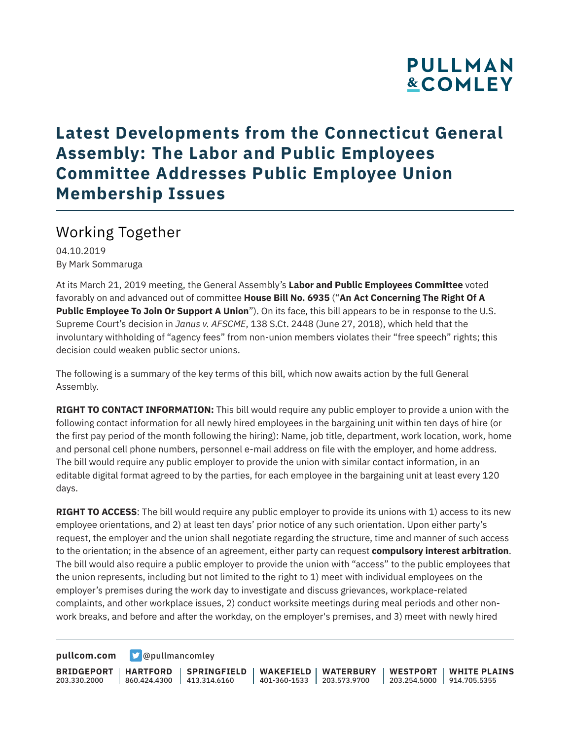# Latest Developments from the Connecticut General Assembly: The Labor and Public Employees Committee Addresses Public Employee Union Membership Issues

## Working Together

04.10.2019
By Mark Sommaruga

At its March 21, 2019 meeting, the General Assembly's **Labor and Public Employees Committee** voted favorably on and advanced out of committee **House Bill No. 6935** ("**An Act Concerning The Right Of A Public Employee To Join Or Support A Union**"). On its face, this bill appears to be in response to the U.S. Supreme Court's decision in *Janus v. AFSCME*, 138 S.Ct. 2448 (June 27, 2018), which held that the involuntary withholding of "agency fees" from non-union members violates their "free speech" rights; this decision could weaken public sector unions.

The following is a summary of the key terms of this bill, which now awaits action by the full General Assembly.

**RIGHT TO CONTACT INFORMATION:** This bill would require any public employer to provide a union with the following contact information for all newly hired employees in the bargaining unit within ten days of hire (or the first pay period of the month following the hiring): Name, job title, department, work location, work, home and personal cell phone numbers, personnel e-mail address on file with the employer, and home address. The bill would require any public employer to provide the union with similar contact information, in an editable digital format agreed to by the parties, for each employee in the bargaining unit at least every 120 days.

**RIGHT TO ACCESS**: The bill would require any public employer to provide its unions with 1) access to its new employee orientations, and 2) at least ten days' prior notice of any such orientation. Upon either party's request, the employer and the union shall negotiate regarding the structure, time and manner of such access to the orientation; in the absence of an agreement, either party can request **compulsory interest arbitration**. The bill would also require a public employer to provide the union with "access" to the public employees that the union represents, including but not limited to the right to 1) meet with individual employees on the employer's premises during the work day to investigate and discuss grievances, workplace-related complaints, and other workplace issues, 2) conduct worksite meetings during meal periods and other non-work breaks, and before and after the workday, on the employer's premises, and 3) meet with newly hired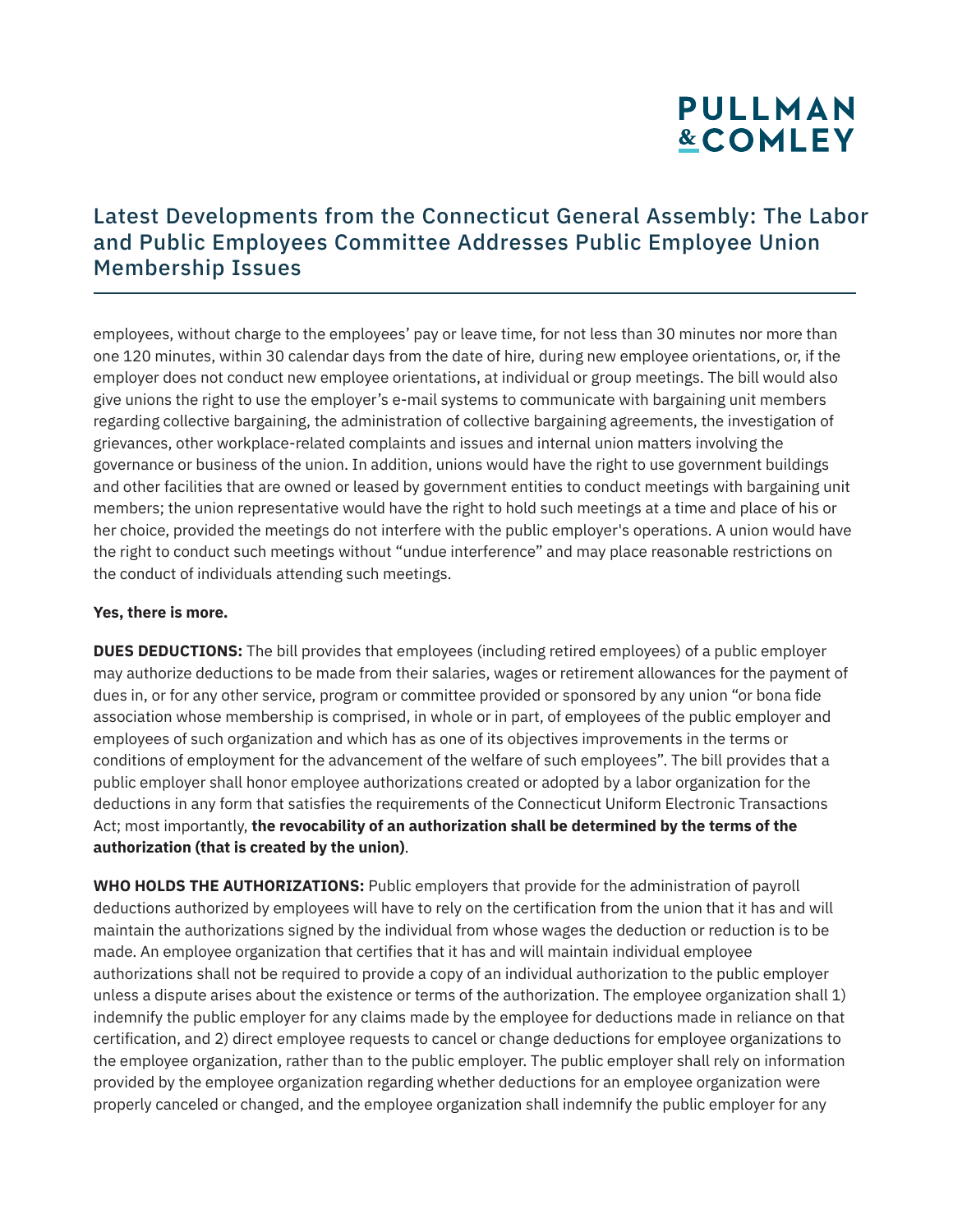employees, without charge to the employees' pay or leave time, for not less than 30 minutes nor more than one 120 minutes, within 30 calendar days from the date of hire, during new employee orientations, or, if the employer does not conduct new employee orientations, at individual or group meetings. The bill would also give unions the right to use the employer's e-mail systems to communicate with bargaining unit members regarding collective bargaining, the administration of collective bargaining agreements, the investigation of grievances, other workplace-related complaints and issues and internal union matters involving the governance or business of the union. In addition, unions would have the right to use government buildings and other facilities that are owned or leased by government entities to conduct meetings with bargaining unit members; the union representative would have the right to hold such meetings at a time and place of his or her choice, provided the meetings do not interfere with the public employer's operations. A union would have the right to conduct such meetings without "undue interference" and may place reasonable restrictions on the conduct of individuals attending such meetings.

**Yes, there is more.**

**DUES DEDUCTIONS:** The bill provides that employees (including retired employees) of a public employer may authorize deductions to be made from their salaries, wages or retirement allowances for the payment of dues in, or for any other service, program or committee provided or sponsored by any union "or bona fide association whose membership is comprised, in whole or in part, of employees of the public employer and employees of such organization and which has as one of its objectives improvements in the terms or conditions of employment for the advancement of the welfare of such employees". The bill provides that a public employer shall honor employee authorizations created or adopted by a labor organization for the deductions in any form that satisfies the requirements of the Connecticut Uniform Electronic Transactions Act; most importantly, **the revocability of an authorization shall be determined by the terms of the authorization (that is created by the union)**.

**WHO HOLDS THE AUTHORIZATIONS:** Public employers that provide for the administration of payroll deductions authorized by employees will have to rely on the certification from the union that it has and will maintain the authorizations signed by the individual from whose wages the deduction or reduction is to be made. An employee organization that certifies that it has and will maintain individual employee authorizations shall not be required to provide a copy of an individual authorization to the public employer unless a dispute arises about the existence or terms of the authorization. The employee organization shall 1) indemnify the public employer for any claims made by the employee for deductions made in reliance on that certification, and 2) direct employee requests to cancel or change deductions for employee organizations to the employee organization, rather than to the public employer. The public employer shall rely on information provided by the employee organization regarding whether deductions for an employee organization were properly canceled or changed, and the employee organization shall indemnify the public employer for any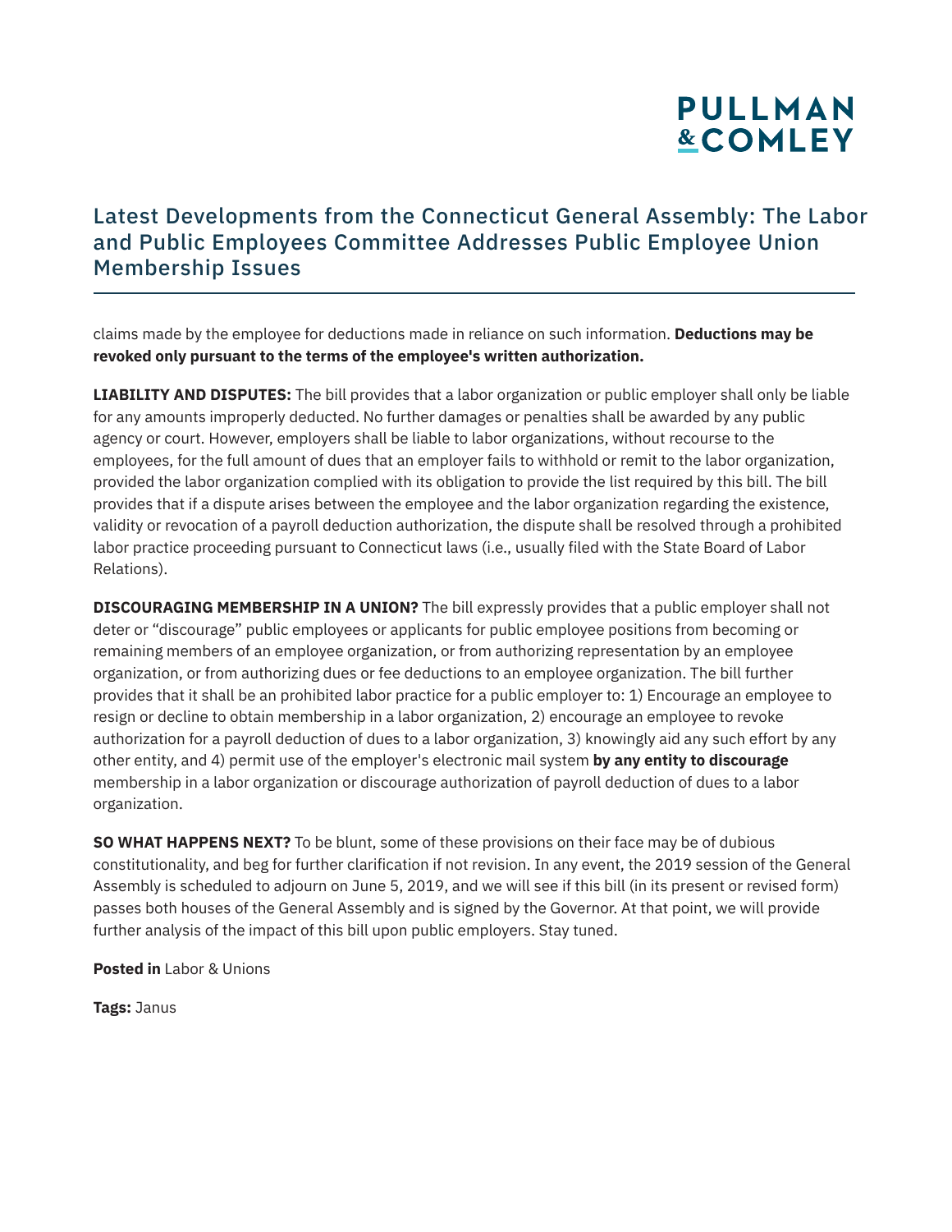claims made by the employee for deductions made in reliance on such information. **Deductions may be revoked only pursuant to the terms of the employee's written authorization.**

**LIABILITY AND DISPUTES:** The bill provides that a labor organization or public employer shall only be liable for any amounts improperly deducted. No further damages or penalties shall be awarded by any public agency or court. However, employers shall be liable to labor organizations, without recourse to the employees, for the full amount of dues that an employer fails to withhold or remit to the labor organization, provided the labor organization complied with its obligation to provide the list required by this bill. The bill provides that if a dispute arises between the employee and the labor organization regarding the existence, validity or revocation of a payroll deduction authorization, the dispute shall be resolved through a prohibited labor practice proceeding pursuant to Connecticut laws (i.e., usually filed with the State Board of Labor Relations).

**DISCOURAGING MEMBERSHIP IN A UNION?** The bill expressly provides that a public employer shall not deter or "discourage" public employees or applicants for public employee positions from becoming or remaining members of an employee organization, or from authorizing representation by an employee organization, or from authorizing dues or fee deductions to an employee organization. The bill further provides that it shall be an prohibited labor practice for a public employer to: 1) Encourage an employee to resign or decline to obtain membership in a labor organization, 2) encourage an employee to revoke authorization for a payroll deduction of dues to a labor organization, 3) knowingly aid any such effort by any other entity, and 4) permit use of the employer's electronic mail system **by any entity to discourage** membership in a labor organization or discourage authorization of payroll deduction of dues to a labor organization.

**SO WHAT HAPPENS NEXT?** To be blunt, some of these provisions on their face may be of dubious constitutionality, and beg for further clarification if not revision. In any event, the 2019 session of the General Assembly is scheduled to adjourn on June 5, 2019, and we will see if this bill (in its present or revised form) passes both houses of the General Assembly and is signed by the Governor. At that point, we will provide further analysis of the impact of this bill upon public employers. Stay tuned.

**Posted in** Labor & Unions

**Tags:** Janus